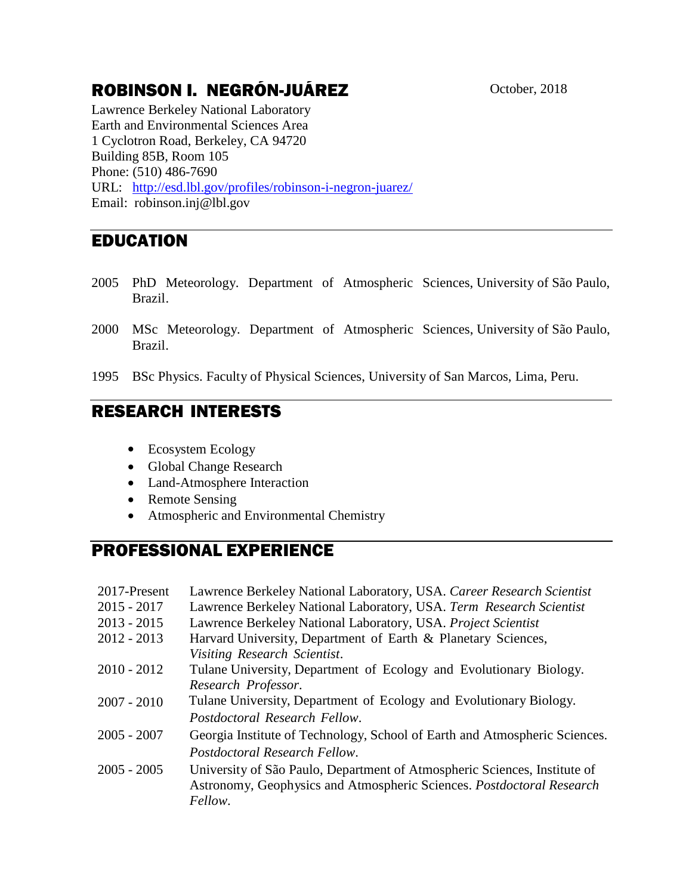# ROBINSON I. NEGRÓN-JUÁREZ

October, 2018

Lawrence Berkeley National Laboratory
Earth and Environmental Sciences Area
1 Cyclotron Road, Berkeley, CA 94720
Building 85B, Room 105
Phone: (510) 486-7690
URL: http://esd.lbl.gov/profiles/robinson-i-negron-juarez/
Email: robinson.inj@lbl.gov

## EDUCATION

2005 PhD Meteorology. Department of Atmospheric Sciences, University of São Paulo, Brazil.

2000 MSc Meteorology. Department of Atmospheric Sciences, University of São Paulo, Brazil.

1995 BSc Physics. Faculty of Physical Sciences, University of San Marcos, Lima, Peru.

## RESEARCH INTERESTS

- Ecosystem Ecology
- Global Change Research
- Land-Atmosphere Interaction
- Remote Sensing
- Atmospheric and Environmental Chemistry

## PROFESSIONAL EXPERIENCE

| | |
|---|---|
| 2017-Present | Lawrence Berkeley National Laboratory, USA. *Career Research Scientist* |
| 2015 - 2017 | Lawrence Berkeley National Laboratory, USA. *Term Research Scientist* |
| 2013 - 2015 | Lawrence Berkeley National Laboratory, USA. *Project Scientist* |
| 2012 - 2013 | Harvard University, Department of Earth & Planetary Sciences, *Visiting Research Scientist*. |
| 2010 - 2012 | Tulane University, Department of Ecology and Evolutionary Biology. *Research Professor*. |
| 2007 - 2010 | Tulane University, Department of Ecology and Evolutionary Biology. *Postdoctoral Research Fellow*. |
| 2005 - 2007 | Georgia Institute of Technology, School of Earth and Atmospheric Sciences. *Postdoctoral Research Fellow*. |
| 2005 - 2005 | University of São Paulo, Department of Atmospheric Sciences, Institute of Astronomy, Geophysics and Atmospheric Sciences. *Postdoctoral Research Fellow*. |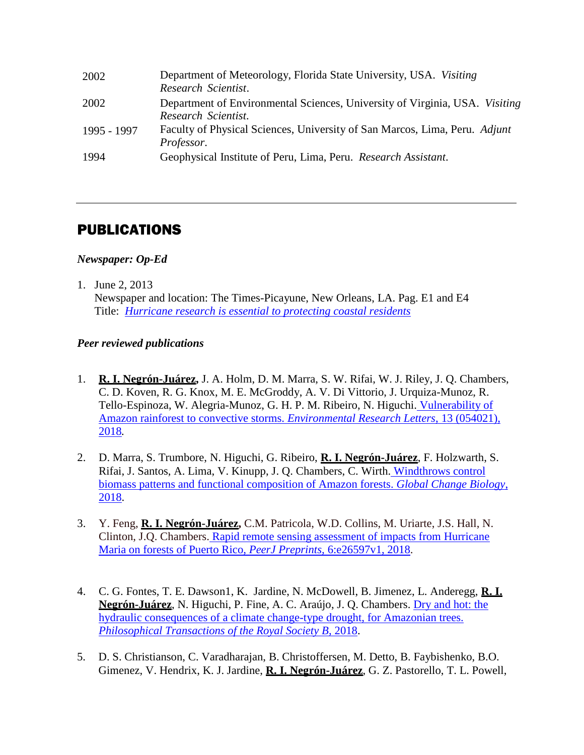| | |
|---|---|
| 2002 | Department of Meteorology, Florida State University, USA. *Visiting Research Scientist*. |
| 2002 | Department of Environmental Sciences, University of Virginia, USA. *Visiting Research Scientist*. |
| 1995 - 1997 | Faculty of Physical Sciences, University of San Marcos, Lima, Peru. *Adjunt Professor*. |
| 1994 | Geophysical Institute of Peru, Lima, Peru. *Research Assistant*. |

---

## PUBLICATIONS

### *Newspaper: Op-Ed*

1. June 2, 2013
   Newspaper and location: The Times-Picayune, New Orleans, LA. Pag. E1 and E4
   Title: *Hurricane research is essential to protecting coastal residents*

### *Peer reviewed publications*

1. **R. I. Negrón-Juárez,** J. A. Holm, D. M. Marra, S. W. Rifai, W. J. Riley, J. Q. Chambers, C. D. Koven, R. G. Knox, M. E. McGroddy, A. V. Di Vittorio, J. Urquiza-Munoz, R. Tello-Espinoza, W. Alegria-Munoz, G. H. P. M. Ribeiro, N. Higuchi. Vulnerability of Amazon rainforest to convective storms. *Environmental Research Letters*, 13 (054021), 2018.

2. D. Marra, S. Trumbore, N. Higuchi, G. Ribeiro, **R. I. Negrón-Juárez**, F. Holzwarth, S. Rifai, J. Santos, A. Lima, V. Kinupp, J. Q. Chambers, C. Wirth. Windthrows control biomass patterns and functional composition of Amazon forests. *Global Change Biology*, 2018.

3. Y. Feng, **R. I. Negrón-Juárez,** C.M. Patricola, W.D. Collins, M. Uriarte, J.S. Hall, N. Clinton, J.Q. Chambers. Rapid remote sensing assessment of impacts from Hurricane Maria on forests of Puerto Rico, *PeerJ Preprints*, 6:e26597v1, 2018.

4. C. G. Fontes, T. E. Dawson1, K. Jardine, N. McDowell, B. Jimenez, L. Anderegg, **R. I. Negrón-Juárez**, N. Higuchi, P. Fine, A. C. Araújo, J. Q. Chambers. Dry and hot: the hydraulic consequences of a climate change-type drought, for Amazonian trees. *Philosophical Transactions of the Royal Society B*, 2018.

5. D. S. Christianson, C. Varadharajan, B. Christoffersen, M. Detto, B. Faybishenko, B.O. Gimenez, V. Hendrix, K. J. Jardine, **R. I. Negrón-Juárez**, G. Z. Pastorello, T. L. Powell,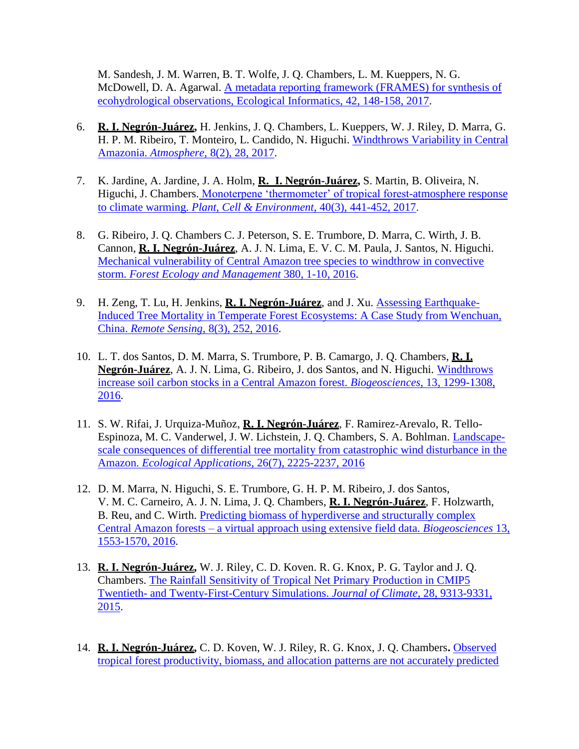M. Sandesh, J. M. Warren, B. T. Wolfe, J. Q. Chambers, L. M. Kueppers, N. G. McDowell, D. A. Agarwal. A metadata reporting framework (FRAMES) for synthesis of ecohydrological observations, Ecological Informatics, 42, 148-158, 2017.

6. **R. I. Negrón-Juárez,** H. Jenkins, J. Q. Chambers, L. Kueppers, W. J. Riley, D. Marra, G. H. P. M. Ribeiro, T. Monteiro, L. Candido, N. Higuchi. Windthrows Variability in Central Amazonia. *Atmosphere*, 8(2), 28, 2017.

7. K. Jardine, A. Jardine, J. A. Holm, **R. I. Negrón-Juárez,** S. Martin, B. Oliveira, N. Higuchi, J. Chambers. Monoterpene 'thermometer' of tropical forest-atmosphere response to climate warming. *Plant, Cell & Environment*, 40(3), 441-452, 2017.

8. G. Ribeiro, J. Q. Chambers C. J. Peterson, S. E. Trumbore, D. Marra, C. Wirth, J. B. Cannon, **R. I. Negrón-Juárez**, A. J. N. Lima, E. V. C. M. Paula, J. Santos, N. Higuchi. Mechanical vulnerability of Central Amazon tree species to windthrow in convective storm. *Forest Ecology and Management* 380, 1-10, 2016.

9. H. Zeng, T. Lu, H. Jenkins, **R. I. Negrón-Juárez**, and J. Xu. Assessing Earthquake-Induced Tree Mortality in Temperate Forest Ecosystems: A Case Study from Wenchuan, China. *Remote Sensing*, 8(3), 252, 2016.

10. L. T. dos Santos, D. M. Marra, S. Trumbore, P. B. Camargo, J. Q. Chambers, **R. I. Negrón-Juárez**, A. J. N. Lima, G. Ribeiro, J. dos Santos, and N. Higuchi. Windthrows increase soil carbon stocks in a Central Amazon forest. *Biogeosciences*, 13, 1299-1308, 2016.

11. S. W. Rifai, J. Urquiza-Muñoz, **R. I. Negrón-Juárez**, F. Ramirez-Arevalo, R. Tello-Espinoza, M. C. Vanderwel, J. W. Lichstein, J. Q. Chambers, S. A. Bohlman. Landscape-scale consequences of differential tree mortality from catastrophic wind disturbance in the Amazon. *Ecological Applications*, 26(7), 2225-2237, 2016

12. D. M. Marra, N. Higuchi, S. E. Trumbore, G. H. P. M. Ribeiro, J. dos Santos, V. M. C. Carneiro, A. J. N. Lima, J. Q. Chambers, **R. I. Negrón-Juárez**, F. Holzwarth, B. Reu, and C. Wirth. Predicting biomass of hyperdiverse and structurally complex Central Amazon forests – a virtual approach using extensive field data. *Biogeosciences* 13, 1553-1570, 2016.

13. **R. I. Negrón-Juárez,** W. J. Riley, C. D. Koven. R. G. Knox, P. G. Taylor and J. Q. Chambers. The Rainfall Sensitivity of Tropical Net Primary Production in CMIP5 Twentieth- and Twenty-First-Century Simulations. *Journal of Climate*, 28, 9313-9331, 2015.

14. **R. I. Negrón-Juárez,** C. D. Koven, W. J. Riley, R. G. Knox, J. Q. Chambers**.** Observed tropical forest productivity, biomass, and allocation patterns are not accurately predicted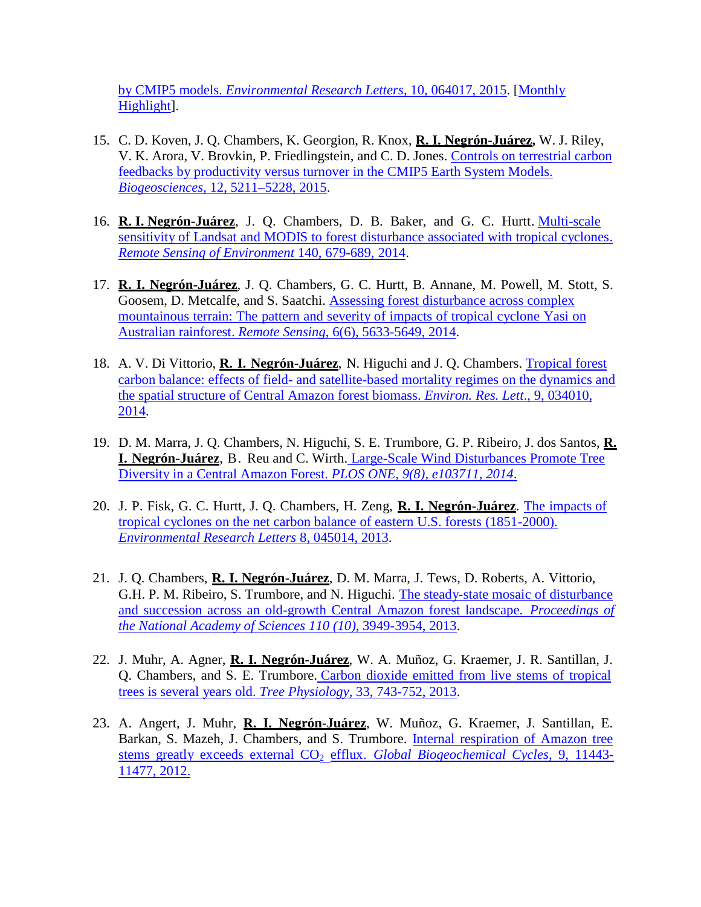by CMIP5 models. *Environmental Research Letters*, 10, 064017, 2015. [Monthly Highlight].

15. C. D. Koven, J. Q. Chambers, K. Georgion, R. Knox, **R. I. Negrón-Juárez,** W. J. Riley, V. K. Arora, V. Brovkin, P. Friedlingstein, and C. D. Jones. Controls on terrestrial carbon feedbacks by productivity versus turnover in the CMIP5 Earth System Models. *Biogeosciences*, 12, 5211–5228, 2015.

16. **R. I. Negrón-Juárez**, J. Q. Chambers, D. B. Baker, and G. C. Hurtt. Multi-scale sensitivity of Landsat and MODIS to forest disturbance associated with tropical cyclones. *Remote Sensing of Environment* 140, 679-689, 2014.

17. **R. I. Negrón-Juárez**, J. Q. Chambers, G. C. Hurtt, B. Annane, M. Powell, M. Stott, S. Goosem, D. Metcalfe, and S. Saatchi. Assessing forest disturbance across complex mountainous terrain: The pattern and severity of impacts of tropical cyclone Yasi on Australian rainforest. *Remote Sensing*, 6(6), 5633-5649, 2014.

18. A. V. Di Vittorio, **R. I. Negrón-Juárez**, N. Higuchi and J. Q. Chambers. Tropical forest carbon balance: effects of field- and satellite-based mortality regimes on the dynamics and the spatial structure of Central Amazon forest biomass. *Environ. Res. Lett*., 9, 034010, 2014.

19. D. M. Marra, J. Q. Chambers, N. Higuchi, S. E. Trumbore, G. P. Ribeiro, J. dos Santos, **R. I. Negrón-Juárez**, B. Reu and C. Wirth. Large-Scale Wind Disturbances Promote Tree Diversity in a Central Amazon Forest. *PLOS ONE, 9(8), e103711, 2014.*

20. J. P. Fisk, G. C. Hurtt, J. Q. Chambers, H. Zeng, **R. I. Negrón-Juárez**. The impacts of tropical cyclones on the net carbon balance of eastern U.S. forests (1851-2000). *Environmental Research Letters* 8, 045014, 2013.

21. J. Q. Chambers, **R. I. Negrón-Juárez**, D. M. Marra, J. Tews, D. Roberts, A. Vittorio, G.H. P. M. Ribeiro, S. Trumbore, and N. Higuchi. The steady-state mosaic of disturbance and succession across an old-growth Central Amazon forest landscape. *Proceedings of the National Academy of Sciences 110 (10)*, 3949-3954, 2013.

22. J. Muhr, A. Agner, **R. I. Negrón-Juárez**, W. A. Muñoz, G. Kraemer, J. R. Santillan, J. Q. Chambers, and S. E. Trumbore. Carbon dioxide emitted from live stems of tropical trees is several years old. *Tree Physiology*, 33, 743-752, 2013.

23. A. Angert, J. Muhr, **R. I. Negrón-Juárez**, W. Muñoz, G. Kraemer, J. Santillan, E. Barkan, S. Mazeh, J. Chambers, and S. Trumbore. Internal respiration of Amazon tree stems greatly exceeds external $CO_2$ efflux. *Global Biogeochemical Cycles*, 9, 11443-11477, 2012.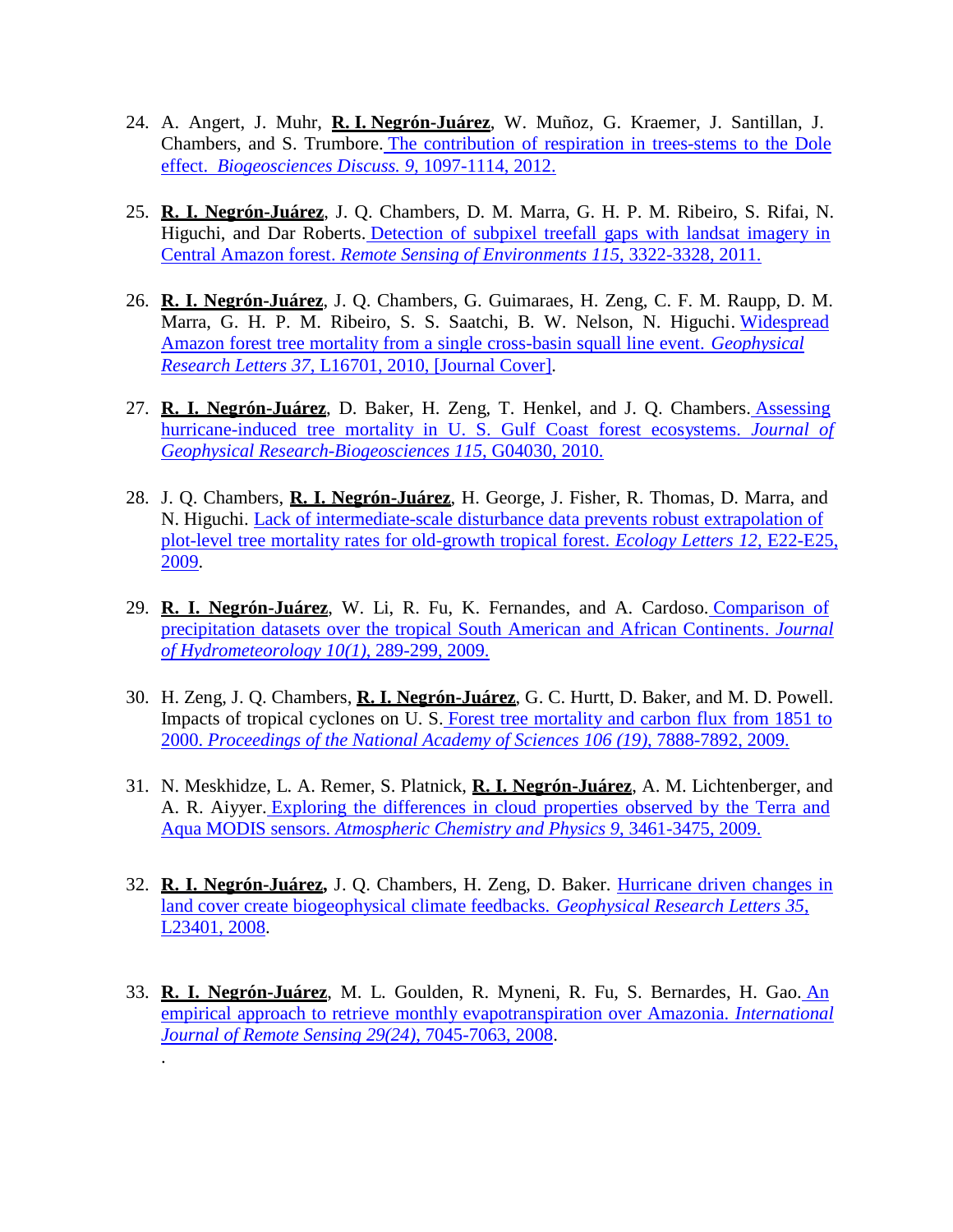24. A. Angert, J. Muhr, **R. I. Negrón-Juárez**, W. Muñoz, G. Kraemer, J. Santillan, J. Chambers, and S. Trumbore. The contribution of respiration in trees-stems to the Dole effect. *Biogeosciences Discuss. 9*, 1097-1114, 2012.

25. **R. I. Negrón-Juárez**, J. Q. Chambers, D. M. Marra, G. H. P. M. Ribeiro, S. Rifai, N. Higuchi, and Dar Roberts. Detection of subpixel treefall gaps with landsat imagery in Central Amazon forest. *Remote Sensing of Environments 115*, 3322-3328, 2011.

26. **R. I. Negrón-Juárez**, J. Q. Chambers, G. Guimaraes, H. Zeng, C. F. M. Raupp, D. M. Marra, G. H. P. M. Ribeiro, S. S. Saatchi, B. W. Nelson, N. Higuchi. Widespread Amazon forest tree mortality from a single cross-basin squall line event. *Geophysical Research Letters 37*, L16701, 2010, [Journal Cover].

27. **R. I. Negrón-Juárez**, D. Baker, H. Zeng, T. Henkel, and J. Q. Chambers. Assessing hurricane-induced tree mortality in U. S. Gulf Coast forest ecosystems. *Journal of Geophysical Research-Biogeosciences 115*, G04030, 2010.

28. J. Q. Chambers, **R. I. Negrón-Juárez**, H. George, J. Fisher, R. Thomas, D. Marra, and N. Higuchi. Lack of intermediate-scale disturbance data prevents robust extrapolation of plot-level tree mortality rates for old-growth tropical forest. *Ecology Letters 12*, E22-E25, 2009.

29. **R. I. Negrón-Juárez**, W. Li, R. Fu, K. Fernandes, and A. Cardoso. Comparison of precipitation datasets over the tropical South American and African Continents. *Journal of Hydrometeorology 10(1)*, 289-299, 2009.

30. H. Zeng, J. Q. Chambers, **R. I. Negrón-Juárez**, G. C. Hurtt, D. Baker, and M. D. Powell. Impacts of tropical cyclones on U. S. Forest tree mortality and carbon flux from 1851 to 2000. *Proceedings of the National Academy of Sciences 106 (19)*, 7888-7892, 2009.

31. N. Meskhidze, L. A. Remer, S. Platnick, **R. I. Negrón-Juárez**, A. M. Lichtenberger, and A. R. Aiyyer. Exploring the differences in cloud properties observed by the Terra and Aqua MODIS sensors. *Atmospheric Chemistry and Physics 9*, 3461-3475, 2009.

32. **R. I. Negrón-Juárez,** J. Q. Chambers, H. Zeng, D. Baker. Hurricane driven changes in land cover create biogeophysical climate feedbacks. *Geophysical Research Letters 35*, L23401, 2008.

33. **R. I. Negrón-Juárez**, M. L. Goulden, R. Myneni, R. Fu, S. Bernardes, H. Gao. An empirical approach to retrieve monthly evapotranspiration over Amazonia. *International Journal of Remote Sensing 29(24)*, 7045-7063, 2008.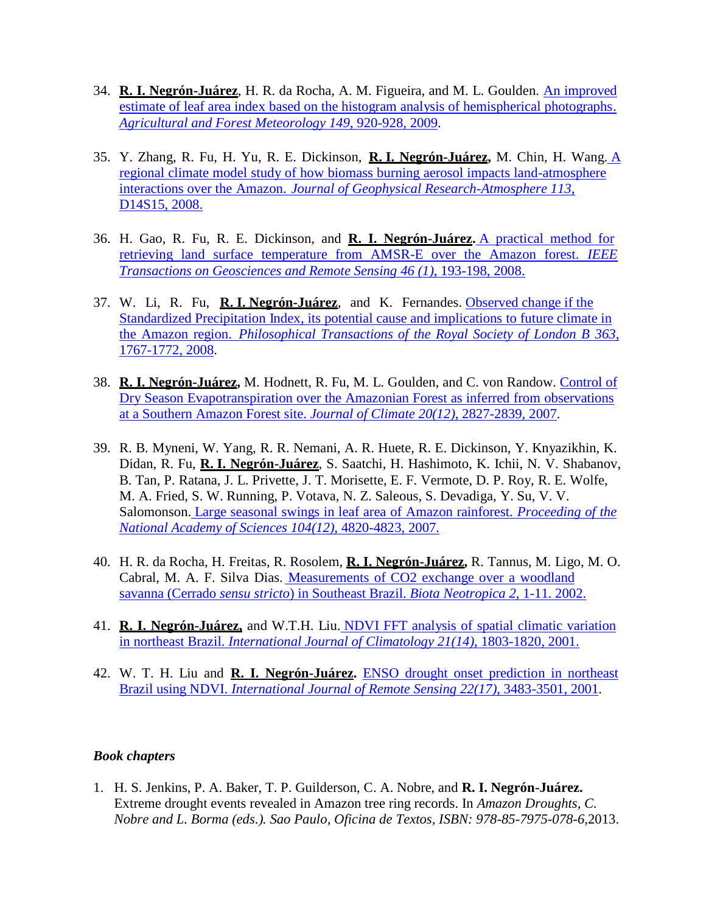34. **R. I. Negrón-Juárez**, H. R. da Rocha, A. M. Figueira, and M. L. Goulden. An improved estimate of leaf area index based on the histogram analysis of hemispherical photographs. *Agricultural and Forest Meteorology 149*, 920-928, 2009.

35. Y. Zhang, R. Fu, H. Yu, R. E. Dickinson, **R. I. Negrón-Juárez,** M. Chin, H. Wang. A regional climate model study of how biomass burning aerosol impacts land-atmosphere interactions over the Amazon. *Journal of Geophysical Research-Atmosphere 113*, D14S15, 2008.

36. H. Gao, R. Fu, R. E. Dickinson, and **R. I. Negrón-Juárez.** A practical method for retrieving land surface temperature from AMSR-E over the Amazon forest. *IEEE Transactions on Geosciences and Remote Sensing 46 (1)*, 193-198, 2008.

37. W. Li, R. Fu, **R. I. Negrón-Juárez**, and K. Fernandes. Observed change if the Standardized Precipitation Index, its potential cause and implications to future climate in the Amazon region. *Philosophical Transactions of the Royal Society of London B 363*, 1767-1772, 2008.

38. **R. I. Negrón-Juárez,** M. Hodnett, R. Fu, M. L. Goulden, and C. von Randow. Control of Dry Season Evapotranspiration over the Amazonian Forest as inferred from observations at a Southern Amazon Forest site. *Journal of Climate 20(12)*, 2827-2839, 2007.

39. R. B. Myneni, W. Yang, R. R. Nemani, A. R. Huete, R. E. Dickinson, Y. Knyazikhin, K. Didan, R. Fu, **R. I. Negrón-Juárez**, S. Saatchi, H. Hashimoto, K. Ichii, N. V. Shabanov, B. Tan, P. Ratana, J. L. Privette, J. T. Morisette, E. F. Vermote, D. P. Roy, R. E. Wolfe, M. A. Fried, S. W. Running, P. Votava, N. Z. Saleous, S. Devadiga, Y. Su, V. V. Salomonson. Large seasonal swings in leaf area of Amazon rainforest. *Proceeding of the National Academy of Sciences 104(12)*, 4820-4823, 2007.

40. H. R. da Rocha, H. Freitas, R. Rosolem, **R. I. Negrón-Juárez,** R. Tannus, M. Ligo, M. O. Cabral, M. A. F. Silva Dias. Measurements of CO2 exchange over a woodland savanna (Cerrado *sensu stricto*) in Southeast Brazil. *Biota Neotropica 2*, 1-11. 2002.

41. **R. I. Negrón-Juárez,** and W.T.H. Liu. NDVI FFT analysis of spatial climatic variation in northeast Brazil. *International Journal of Climatology 21(14)*, 1803-1820, 2001.

42. W. T. H. Liu and **R. I. Negrón-Juárez.** ENSO drought onset prediction in northeast Brazil using NDVI. *International Journal of Remote Sensing 22(17)*, 3483-3501, 2001.

### *Book chapters*

1. H. S. Jenkins, P. A. Baker, T. P. Guilderson, C. A. Nobre, and **R. I. Negrón-Juárez.** Extreme drought events revealed in Amazon tree ring records. In *Amazon Droughts, C. Nobre and L. Borma (eds.). Sao Paulo, Oficina de Textos, ISBN: 978-85-7975-078-6*,2013.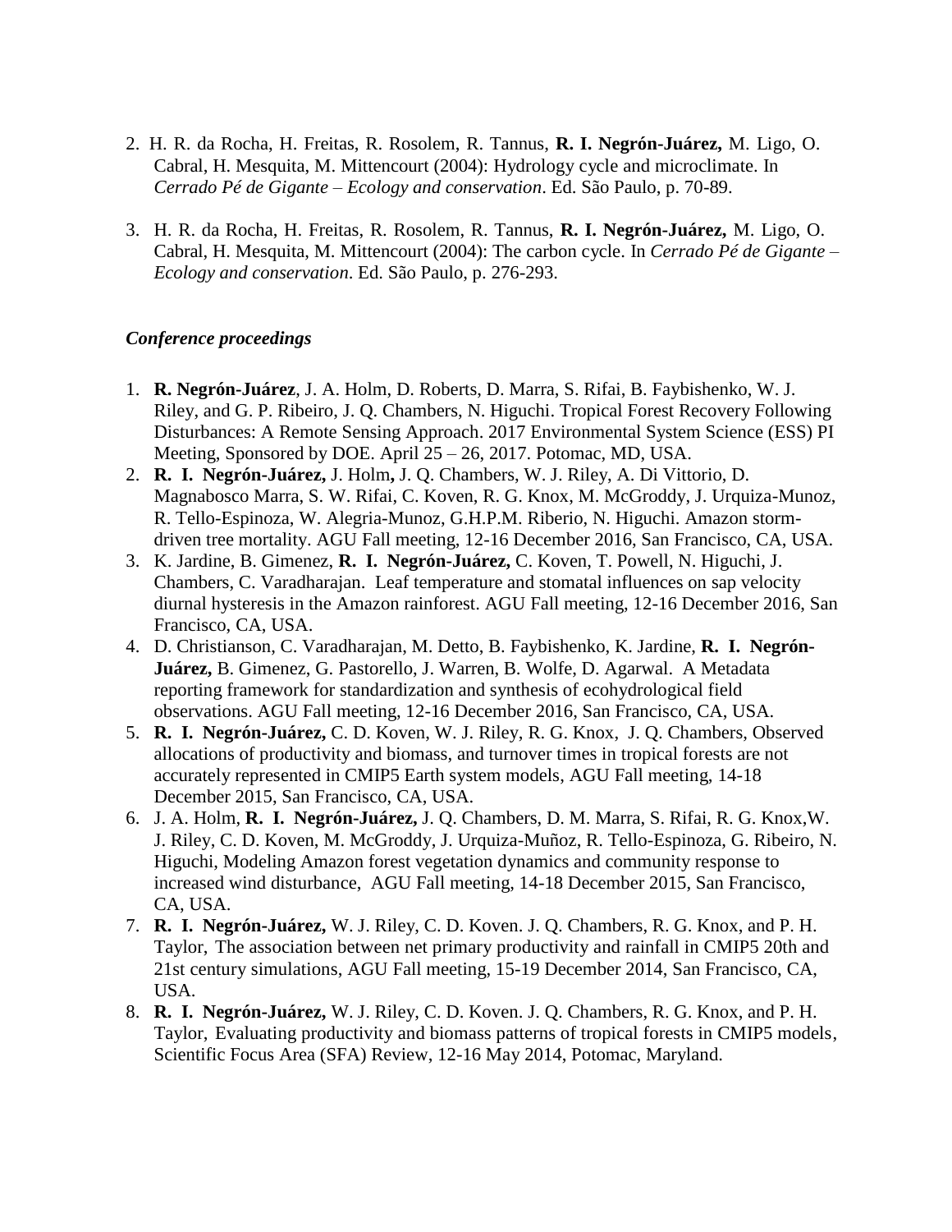2. H. R. da Rocha, H. Freitas, R. Rosolem, R. Tannus, **R. I. Negrón-Juárez,** M. Ligo, O. Cabral, H. Mesquita, M. Mittencourt (2004): Hydrology cycle and microclimate. In *Cerrado Pé de Gigante – Ecology and conservation*. Ed. São Paulo, p. 70-89.

3. H. R. da Rocha, H. Freitas, R. Rosolem, R. Tannus, **R. I. Negrón-Juárez,** M. Ligo, O. Cabral, H. Mesquita, M. Mittencourt (2004): The carbon cycle. In *Cerrado Pé de Gigante – Ecology and conservation*. Ed. São Paulo, p. 276-293.

### *Conference proceedings*

1. **R. Negrón-Juárez**, J. A. Holm, D. Roberts, D. Marra, S. Rifai, B. Faybishenko, W. J. Riley, and G. P. Ribeiro, J. Q. Chambers, N. Higuchi. Tropical Forest Recovery Following Disturbances: A Remote Sensing Approach. 2017 Environmental System Science (ESS) PI Meeting, Sponsored by DOE. April 25 – 26, 2017. Potomac, MD, USA.
2. **R. I. Negrón-Juárez,** J. Holm**,** J. Q. Chambers, W. J. Riley, A. Di Vittorio, D. Magnabosco Marra, S. W. Rifai, C. Koven, R. G. Knox, M. McGroddy, J. Urquiza-Munoz, R. Tello-Espinoza, W. Alegria-Munoz, G.H.P.M. Riberio, N. Higuchi. Amazon storm-driven tree mortality. AGU Fall meeting, 12-16 December 2016, San Francisco, CA, USA.
3. K. Jardine, B. Gimenez, **R. I. Negrón-Juárez,** C. Koven, T. Powell, N. Higuchi, J. Chambers, C. Varadharajan. Leaf temperature and stomatal influences on sap velocity diurnal hysteresis in the Amazon rainforest. AGU Fall meeting, 12-16 December 2016, San Francisco, CA, USA.
4. D. Christianson, C. Varadharajan, M. Detto, B. Faybishenko, K. Jardine, **R. I. Negrón-Juárez,** B. Gimenez, G. Pastorello, J. Warren, B. Wolfe, D. Agarwal. A Metadata reporting framework for standardization and synthesis of ecohydrological field observations. AGU Fall meeting, 12-16 December 2016, San Francisco, CA, USA.
5. **R. I. Negrón-Juárez,** C. D. Koven, W. J. Riley, R. G. Knox, J. Q. Chambers, Observed allocations of productivity and biomass, and turnover times in tropical forests are not accurately represented in CMIP5 Earth system models, AGU Fall meeting, 14-18 December 2015, San Francisco, CA, USA.
6. J. A. Holm, **R. I. Negrón-Juárez,** J. Q. Chambers, D. M. Marra, S. Rifai, R. G. Knox,W. J. Riley, C. D. Koven, M. McGroddy, J. Urquiza-Muñoz, R. Tello-Espinoza, G. Ribeiro, N. Higuchi, Modeling Amazon forest vegetation dynamics and community response to increased wind disturbance, AGU Fall meeting, 14-18 December 2015, San Francisco, CA, USA.
7. **R. I. Negrón-Juárez,** W. J. Riley, C. D. Koven. J. Q. Chambers, R. G. Knox, and P. H. Taylor, The association between net primary productivity and rainfall in CMIP5 20th and 21st century simulations, AGU Fall meeting, 15-19 December 2014, San Francisco, CA, USA.
8. **R. I. Negrón-Juárez,** W. J. Riley, C. D. Koven. J. Q. Chambers, R. G. Knox, and P. H. Taylor, Evaluating productivity and biomass patterns of tropical forests in CMIP5 models, Scientific Focus Area (SFA) Review, 12-16 May 2014, Potomac, Maryland.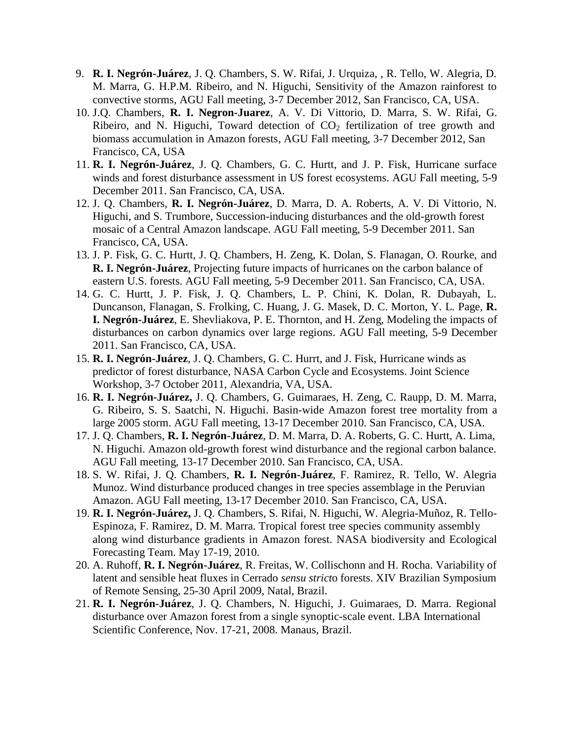9. **R. I. Negrón-Juárez**, J. Q. Chambers, S. W. Rifai, J. Urquiza, , R. Tello, W. Alegria, D. M. Marra, G. H.P.M. Ribeiro, and N. Higuchi, Sensitivity of the Amazon rainforest to convective storms, AGU Fall meeting, 3-7 December 2012, San Francisco, CA, USA.
10. J.Q. Chambers, **R. I. Negron-Juarez**, A. V. Di Vittorio, D. Marra, S. W. Rifai, G. Ribeiro, and N. Higuchi, Toward detection of $CO_2$ fertilization of tree growth and biomass accumulation in Amazon forests, AGU Fall meeting, 3-7 December 2012, San Francisco, CA, USA
11. **R. I. Negrón-Juárez**, J. Q. Chambers, G. C. Hurtt, and J. P. Fisk, Hurricane surface winds and forest disturbance assessment in US forest ecosystems. AGU Fall meeting, 5-9 December 2011. San Francisco, CA, USA.
12. J. Q. Chambers, **R. I. Negrón-Juárez**, D. Marra, D. A. Roberts, A. V. Di Vittorio, N. Higuchi, and S. Trumbore, Succession-inducing disturbances and the old-growth forest mosaic of a Central Amazon landscape. AGU Fall meeting, 5-9 December 2011. San Francisco, CA, USA.
13. J. P. Fisk, G. C. Hurtt, J. Q. Chambers, H. Zeng, K. Dolan, S. Flanagan, O. Rourke, and **R. I. Negrón-Juárez**, Projecting future impacts of hurricanes on the carbon balance of eastern U.S. forests. AGU Fall meeting, 5-9 December 2011. San Francisco, CA, USA.
14. G. C. Hurtt, J. P. Fisk, J. Q. Chambers, L. P. Chini, K. Dolan, R. Dubayah, L. Duncanson, Flanagan, S. Frolking, C. Huang, J. G. Masek, D. C. Morton, Y. L. Page, **R. I. Negrón-Juárez**, E. Shevliakova, P. E. Thornton, and H. Zeng, Modeling the impacts of disturbances on carbon dynamics over large regions. AGU Fall meeting, 5-9 December 2011. San Francisco, CA, USA.
15. **R. I. Negrón-Juárez**, J. Q. Chambers, G. C. Hurtt, and J. Fisk, Hurricane winds as predictor of forest disturbance, NASA Carbon Cycle and Ecosystems. Joint Science Workshop, 3-7 October 2011, Alexandria, VA, USA.
16. **R. I. Negrón-Juárez,** J. Q. Chambers, G. Guimaraes, H. Zeng, C. Raupp, D. M. Marra, G. Ribeiro, S. S. Saatchi, N. Higuchi. Basin-wide Amazon forest tree mortality from a large 2005 storm. AGU Fall meeting, 13-17 December 2010. San Francisco, CA, USA.
17. J. Q. Chambers, **R. I. Negrón-Juárez**, D. M. Marra, D. A. Roberts, G. C. Hurtt, A. Lima, N. Higuchi. Amazon old-growth forest wind disturbance and the regional carbon balance. AGU Fall meeting, 13-17 December 2010. San Francisco, CA, USA.
18. S. W. Rifai, J. Q. Chambers, **R. I. Negrón-Juárez**, F. Ramirez, R. Tello, W. Alegria Munoz. Wind disturbance produced changes in tree species assemblage in the Peruvian Amazon. AGU Fall meeting, 13-17 December 2010. San Francisco, CA, USA.
19. **R. I. Negrón-Juárez,** J. Q. Chambers, S. Rifai, N. Higuchi, W. Alegria-Muñoz, R. Tello-Espinoza, F. Ramirez, D. M. Marra. Tropical forest tree species community assembly along wind disturbance gradients in Amazon forest. NASA biodiversity and Ecological Forecasting Team. May 17-19, 2010.
20. A. Ruhoff, **R. I. Negrón-Juárez**, R. Freitas, W. Collischonn and H. Rocha. Variability of latent and sensible heat fluxes in Cerrado *sensu strict*o forests. XIV Brazilian Symposium of Remote Sensing, 25-30 April 2009, Natal, Brazil.
21. **R. I. Negrón-Juárez**, J. Q. Chambers, N. Higuchi, J. Guimaraes, D. Marra. Regional disturbance over Amazon forest from a single synoptic-scale event. LBA International Scientific Conference, Nov. 17-21, 2008. Manaus, Brazil.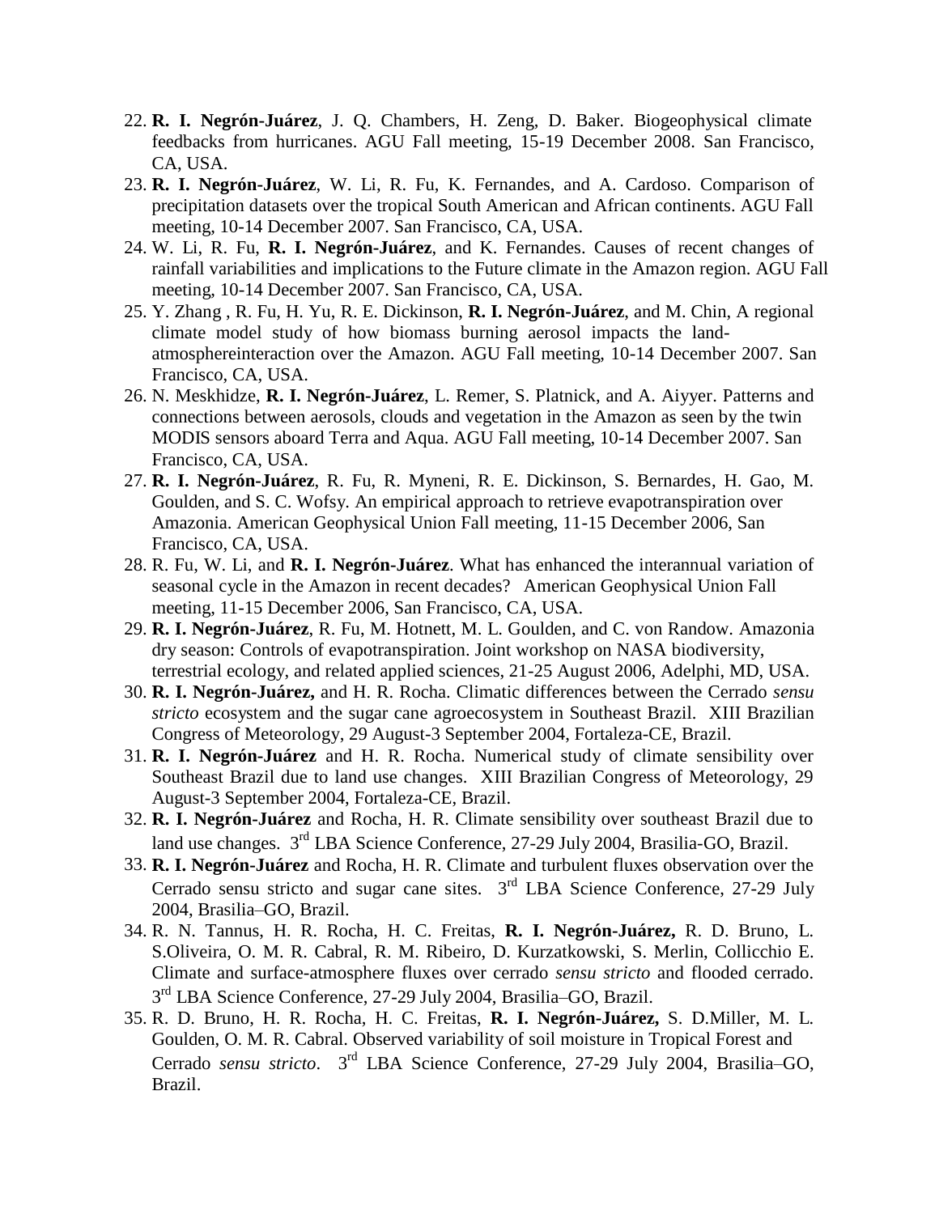22. **R. I. Negrón-Juárez**, J. Q. Chambers, H. Zeng, D. Baker. Biogeophysical climate feedbacks from hurricanes. AGU Fall meeting, 15-19 December 2008. San Francisco, CA, USA.
23. **R. I. Negrón-Juárez**, W. Li, R. Fu, K. Fernandes, and A. Cardoso. Comparison of precipitation datasets over the tropical South American and African continents. AGU Fall meeting, 10-14 December 2007. San Francisco, CA, USA.
24. W. Li, R. Fu, **R. I. Negrón-Juárez**, and K. Fernandes. Causes of recent changes of rainfall variabilities and implications to the Future climate in the Amazon region. AGU Fall meeting, 10-14 December 2007. San Francisco, CA, USA.
25. Y. Zhang , R. Fu, H. Yu, R. E. Dickinson, **R. I. Negrón-Juárez**, and M. Chin, A regional climate model study of how biomass burning aerosol impacts the land-atmosphereinteraction over the Amazon. AGU Fall meeting, 10-14 December 2007. San Francisco, CA, USA.
26. N. Meskhidze, **R. I. Negrón-Juárez**, L. Remer, S. Platnick, and A. Aiyyer. Patterns and connections between aerosols, clouds and vegetation in the Amazon as seen by the twin MODIS sensors aboard Terra and Aqua. AGU Fall meeting, 10-14 December 2007. San Francisco, CA, USA.
27. **R. I. Negrón-Juárez**, R. Fu, R. Myneni, R. E. Dickinson, S. Bernardes, H. Gao, M. Goulden, and S. C. Wofsy. An empirical approach to retrieve evapotranspiration over Amazonia. American Geophysical Union Fall meeting, 11-15 December 2006, San Francisco, CA, USA.
28. R. Fu, W. Li, and **R. I. Negrón-Juárez**. What has enhanced the interannual variation of seasonal cycle in the Amazon in recent decades? American Geophysical Union Fall meeting, 11-15 December 2006, San Francisco, CA, USA.
29. **R. I. Negrón-Juárez**, R. Fu, M. Hotnett, M. L. Goulden, and C. von Randow. Amazonia dry season: Controls of evapotranspiration. Joint workshop on NASA biodiversity, terrestrial ecology, and related applied sciences, 21-25 August 2006, Adelphi, MD, USA.
30. **R. I. Negrón-Juárez,** and H. R. Rocha. Climatic differences between the Cerrado *sensu stricto* ecosystem and the sugar cane agroecosystem in Southeast Brazil. XIII Brazilian Congress of Meteorology, 29 August-3 September 2004, Fortaleza-CE, Brazil.
31. **R. I. Negrón-Juárez** and H. R. Rocha. Numerical study of climate sensibility over Southeast Brazil due to land use changes. XIII Brazilian Congress of Meteorology, 29 August-3 September 2004, Fortaleza-CE, Brazil.
32. **R. I. Negrón-Juárez** and Rocha, H. R. Climate sensibility over southeast Brazil due to land use changes. 3rd LBA Science Conference, 27-29 July 2004, Brasilia-GO, Brazil.
33. **R. I. Negrón-Juárez** and Rocha, H. R. Climate and turbulent fluxes observation over the Cerrado sensu stricto and sugar cane sites. 3rd LBA Science Conference, 27-29 July 2004, Brasilia–GO, Brazil.
34. R. N. Tannus, H. R. Rocha, H. C. Freitas, **R. I. Negrón-Juárez,** R. D. Bruno, L. S.Oliveira, O. M. R. Cabral, R. M. Ribeiro, D. Kurzatkowski, S. Merlin, Collicchio E. Climate and surface-atmosphere fluxes over cerrado *sensu stricto* and flooded cerrado. 3rd LBA Science Conference, 27-29 July 2004, Brasilia–GO, Brazil.
35. R. D. Bruno, H. R. Rocha, H. C. Freitas, **R. I. Negrón-Juárez,** S. D.Miller, M. L. Goulden, O. M. R. Cabral. Observed variability of soil moisture in Tropical Forest and Cerrado *sensu stricto*. 3rd LBA Science Conference, 27-29 July 2004, Brasilia–GO, Brazil.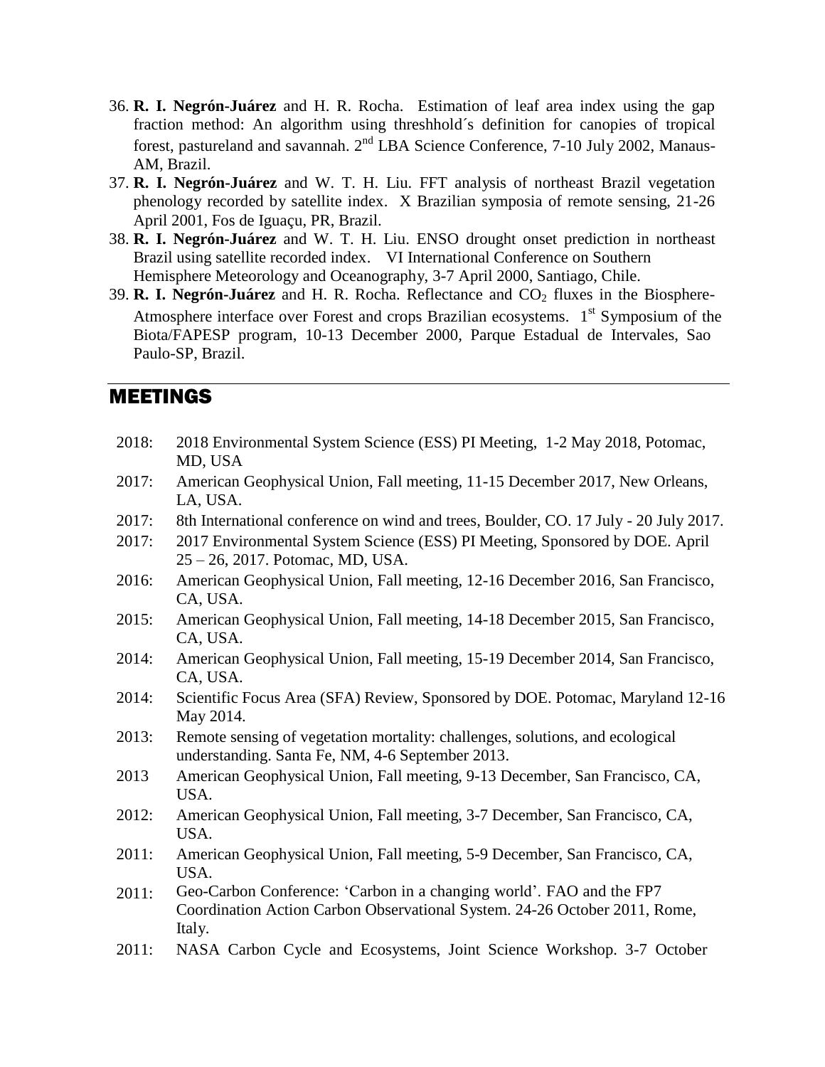36. **R. I. Negrón-Juárez** and H. R. Rocha. Estimation of leaf area index using the gap fraction method: An algorithm using threshhold´s definition for canopies of tropical forest, pastureland and savannah. 2[nd] LBA Science Conference, 7-10 July 2002, Manaus-AM, Brazil.
37. **R. I. Negrón-Juárez** and W. T. H. Liu. FFT analysis of northeast Brazil vegetation phenology recorded by satellite index. X Brazilian symposia of remote sensing, 21-26 April 2001, Fos de Iguaçu, PR, Brazil.
38. **R. I. Negrón-Juárez** and W. T. H. Liu. ENSO drought onset prediction in northeast Brazil using satellite recorded index. VI International Conference on Southern Hemisphere Meteorology and Oceanography, 3-7 April 2000, Santiago, Chile.
39. **R. I. Negrón-Juárez** and H. R. Rocha. Reflectance and $CO_2$ fluxes in the Biosphere-Atmosphere interface over Forest and crops Brazilian ecosystems. 1[st] Symposium of the Biota/FAPESP program, 10-13 December 2000, Parque Estadual de Intervales, Sao Paulo-SP, Brazil.

## MEETINGS

- 2018: 2018 Environmental System Science (ESS) PI Meeting, 1-2 May 2018, Potomac, MD, USA
- 2017: American Geophysical Union, Fall meeting, 11-15 December 2017, New Orleans, LA, USA.
- 2017: 8th International conference on wind and trees, Boulder, CO. 17 July - 20 July 2017.
- 2017: 2017 Environmental System Science (ESS) PI Meeting, Sponsored by DOE. April 25 – 26, 2017. Potomac, MD, USA.
- 2016: American Geophysical Union, Fall meeting, 12-16 December 2016, San Francisco, CA, USA.
- 2015: American Geophysical Union, Fall meeting, 14-18 December 2015, San Francisco, CA, USA.
- 2014: American Geophysical Union, Fall meeting, 15-19 December 2014, San Francisco, CA, USA.
- 2014: Scientific Focus Area (SFA) Review, Sponsored by DOE. Potomac, Maryland 12-16 May 2014.
- 2013: Remote sensing of vegetation mortality: challenges, solutions, and ecological understanding. Santa Fe, NM, 4-6 September 2013.
- 2013 American Geophysical Union, Fall meeting, 9-13 December, San Francisco, CA, USA.
- 2012: American Geophysical Union, Fall meeting, 3-7 December, San Francisco, CA, USA.
- 2011: American Geophysical Union, Fall meeting, 5-9 December, San Francisco, CA, USA.
- 2011: Geo-Carbon Conference: 'Carbon in a changing world'. FAO and the FP7 Coordination Action Carbon Observational System. 24-26 October 2011, Rome, Italy.
- 2011: NASA Carbon Cycle and Ecosystems, Joint Science Workshop. 3-7 October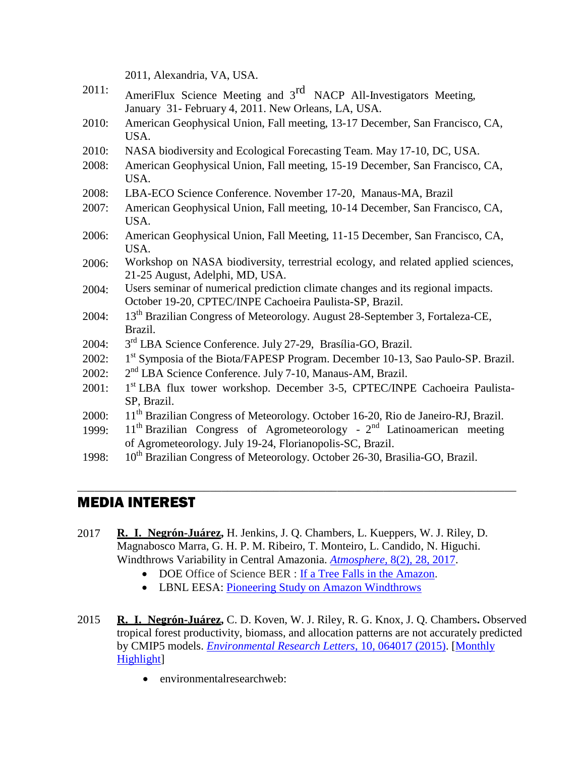2011, Alexandria, VA, USA.

2011: AmeriFlux Science Meeting and 3rd NACP All-Investigators Meeting, January 31- February 4, 2011. New Orleans, LA, USA.

2010: American Geophysical Union, Fall meeting, 13-17 December, San Francisco, CA, USA.

2010: NASA biodiversity and Ecological Forecasting Team. May 17-10, DC, USA.

2008: American Geophysical Union, Fall meeting, 15-19 December, San Francisco, CA, USA.

2008: LBA-ECO Science Conference. November 17-20, Manaus-MA, Brazil

2007: American Geophysical Union, Fall meeting, 10-14 December, San Francisco, CA, USA.

2006: American Geophysical Union, Fall Meeting, 11-15 December, San Francisco, CA, USA.

2006: Workshop on NASA biodiversity, terrestrial ecology, and related applied sciences, 21-25 August, Adelphi, MD, USA.

2004: Users seminar of numerical prediction climate changes and its regional impacts. October 19-20, CPTEC/INPE Cachoeira Paulista-SP, Brazil.

2004: 13th Brazilian Congress of Meteorology. August 28-September 3, Fortaleza-CE, Brazil.

2004: 3rd LBA Science Conference. July 27-29, Brasília-GO, Brazil.

2002: 1st Symposia of the Biota/FAPESP Program. December 10-13, Sao Paulo-SP. Brazil.

2002: 2nd LBA Science Conference. July 7-10, Manaus-AM, Brazil.

2001: 1st LBA flux tower workshop. December 3-5, CPTEC/INPE Cachoeira Paulista-SP, Brazil.

2000: 11th Brazilian Congress of Meteorology. October 16-20, Rio de Janeiro-RJ, Brazil.

1999: 11th Brazilian Congress of Agrometeorology - 2nd Latinoamerican meeting of Agrometeorology. July 19-24, Florianopolis-SC, Brazil.

1998: 10th Brazilian Congress of Meteorology. October 26-30, Brasilia-GO, Brazil.

---

## MEDIA INTEREST

2017 **R. I. Negrón-Juárez,** H. Jenkins, J. Q. Chambers, L. Kueppers, W. J. Riley, D. Magnabosco Marra, G. H. P. M. Ribeiro, T. Monteiro, L. Candido, N. Higuchi. Windthrows Variability in Central Amazonia. *Atmosphere,* 8(2), 28, 2017.

- DOE Office of Science BER : If a Tree Falls in the Amazon.
- LBNL EESA: Pioneering Study on Amazon Windthrows

2015 **R. I. Negrón-Juárez,** C. D. Koven, W. J. Riley, R. G. Knox, J. Q. Chambers**.** Observed tropical forest productivity, biomass, and allocation patterns are not accurately predicted by CMIP5 models. *Environmental Research Letters,* 10, 064017 (2015). [Monthly Highlight]

- environmentalresearchweb: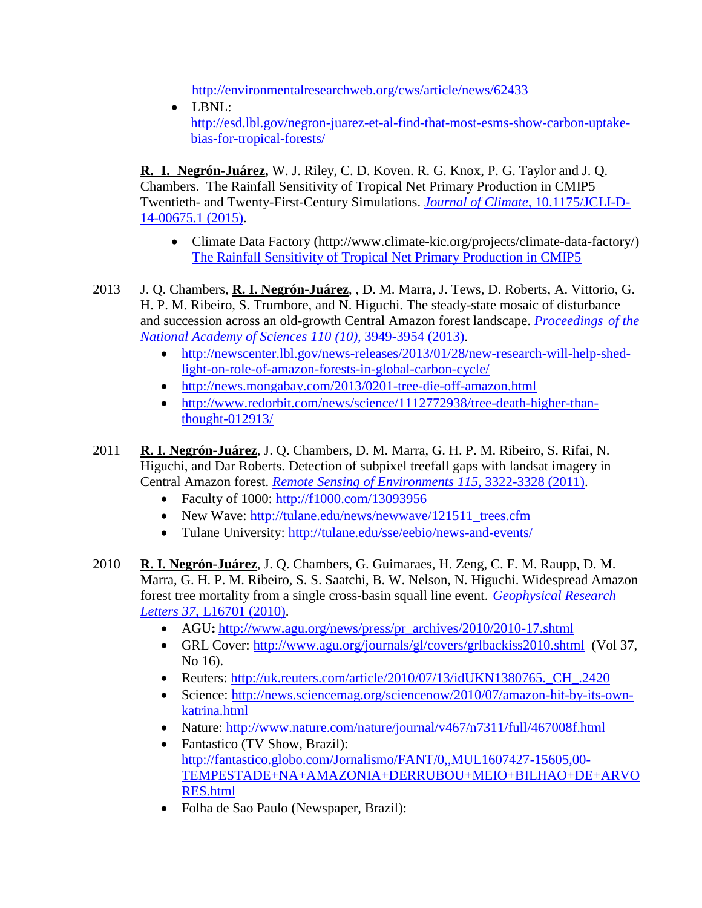http://environmentalresearchweb.org/cws/article/news/62433

- LBNL: http://esd.lbl.gov/negron-juarez-et-al-find-that-most-esms-show-carbon-uptake-bias-for-tropical-forests/

**R. I. Negrón-Juárez,** W. J. Riley, C. D. Koven. R. G. Knox, P. G. Taylor and J. Q. Chambers. The Rainfall Sensitivity of Tropical Net Primary Production in CMIP5 Twentieth- and Twenty-First-Century Simulations. *Journal of Climate*, 10.1175/JCLI-D-14-00675.1 (2015).

- Climate Data Factory (http://www.climate-kic.org/projects/climate-data-factory/) The Rainfall Sensitivity of Tropical Net Primary Production in CMIP5

2013 J. Q. Chambers, **R. I. Negrón-Juárez**, , D. M. Marra, J. Tews, D. Roberts, A. Vittorio, G. H. P. M. Ribeiro, S. Trumbore, and N. Higuchi. The steady-state mosaic of disturbance and succession across an old-growth Central Amazon forest landscape. *Proceedings of the National Academy of Sciences 110 (10)*, 3949-3954 (2013).

- http://newscenter.lbl.gov/news-releases/2013/01/28/new-research-will-help-shed-light-on-role-of-amazon-forests-in-global-carbon-cycle/
- http://news.mongabay.com/2013/0201-tree-die-off-amazon.html
- http://www.redorbit.com/news/science/1112772938/tree-death-higher-than-thought-012913/

2011 **R. I. Negrón-Juárez**, J. Q. Chambers, D. M. Marra, G. H. P. M. Ribeiro, S. Rifai, N. Higuchi, and Dar Roberts. Detection of subpixel treefall gaps with landsat imagery in Central Amazon forest. *Remote Sensing of Environments 115*, 3322-3328 (2011).

- Faculty of 1000: http://f1000.com/13093956
- New Wave: http://tulane.edu/news/newwave/121511_trees.cfm
- Tulane University: http://tulane.edu/sse/eebio/news-and-events/

2010 **R. I. Negrón-Juárez**, J. Q. Chambers, G. Guimaraes, H. Zeng, C. F. M. Raupp, D. M. Marra, G. H. P. M. Ribeiro, S. S. Saatchi, B. W. Nelson, N. Higuchi. Widespread Amazon forest tree mortality from a single cross-basin squall line event. *Geophysical Research Letters 37*, L16701 (2010).

- AGU**:** http://www.agu.org/news/press/pr_archives/2010/2010-17.shtml
- GRL Cover: http://www.agu.org/journals/gl/covers/grlbackiss2010.shtml (Vol 37, No 16).
- Reuters: http://uk.reuters.com/article/2010/07/13/idUKN1380765._CH_.2420
- Science: http://news.sciencemag.org/sciencenow/2010/07/amazon-hit-by-its-own-katrina.html
- Nature: http://www.nature.com/nature/journal/v467/n7311/full/467008f.html
- Fantastico (TV Show, Brazil): http://fantastico.globo.com/Jornalismo/FANT/0,,MUL1607427-15605,00-TEMPESTADE+NA+AMAZONIA+DERRUBOU+MEIO+BILHAO+DE+ARVORES.html
- Folha de Sao Paulo (Newspaper, Brazil):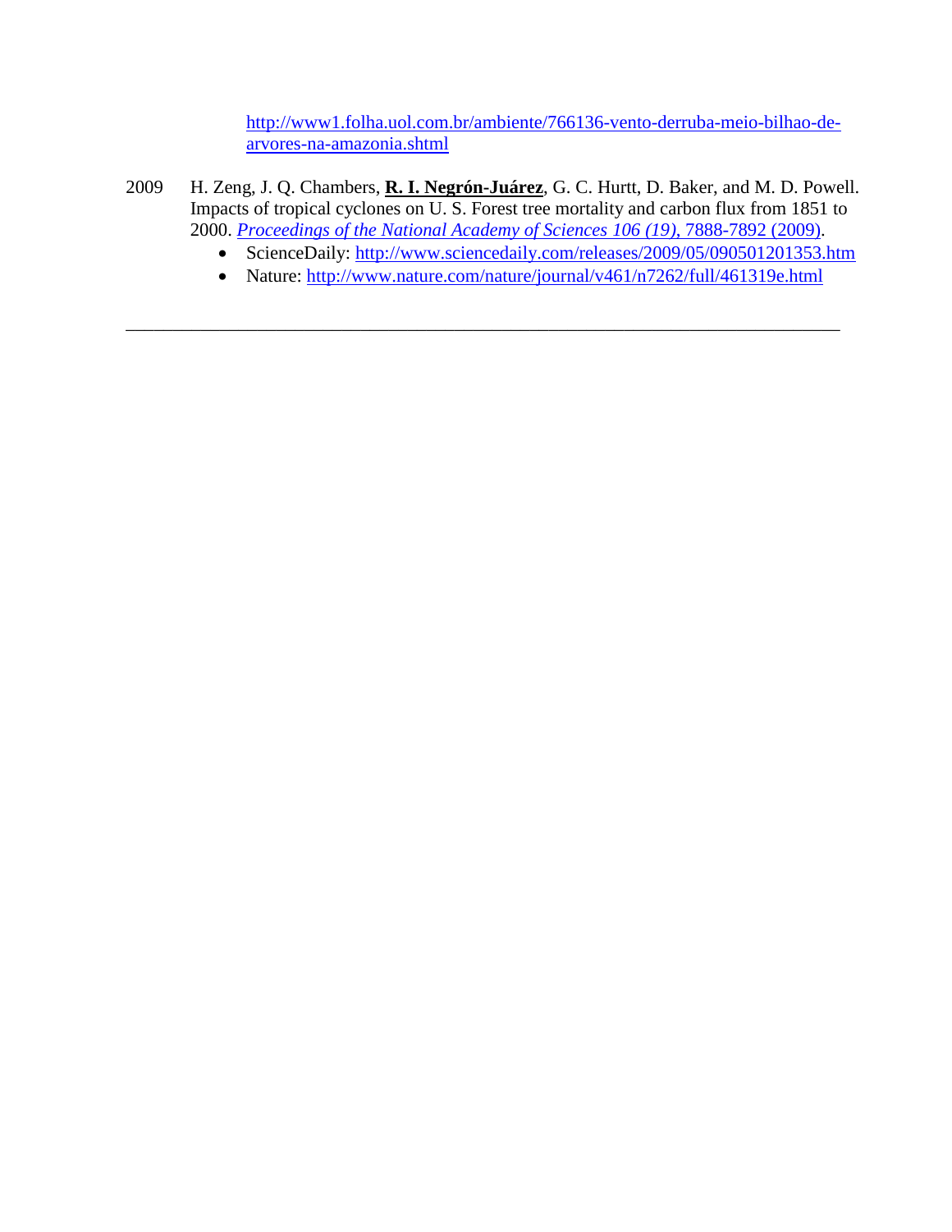http://www1.folha.uol.com.br/ambiente/766136-vento-derruba-meio-bilhao-de-arvores-na-amazonia.shtml

2009 H. Zeng, J. Q. Chambers, **R. I. Negrón-Juárez**, G. C. Hurtt, D. Baker, and M. D. Powell. Impacts of tropical cyclones on U. S. Forest tree mortality and carbon flux from 1851 to 2000. *Proceedings of the National Academy of Sciences 106 (19)*, 7888-7892 (2009).

- ScienceDaily: http://www.sciencedaily.com/releases/2009/05/090501201353.htm
- Nature: http://www.nature.com/nature/journal/v461/n7262/full/461319e.html

---